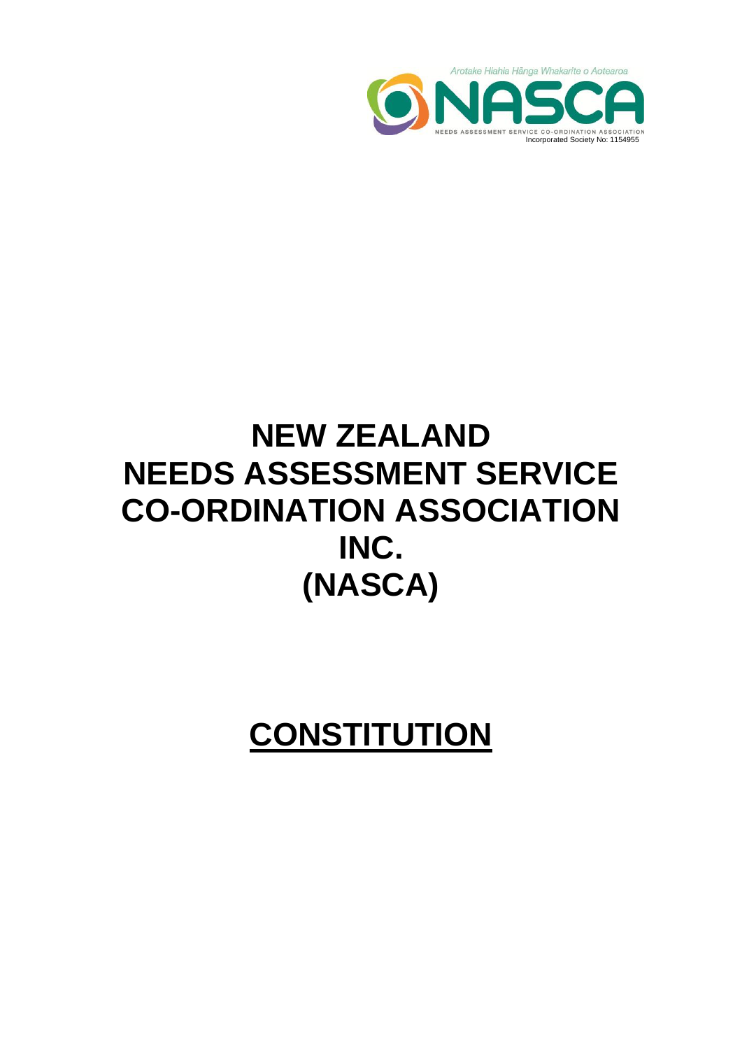Arotake Hiahia Hānga Whakarite o Aotearoa

NASCA

NEEDS ASSESSMENT SERVICE CO-ORDINATION ASSOCIATION

Incorporated Society No: 1154955

# NEW ZEALAND NEEDS ASSESSMENT SERVICE CO-ORDINATION ASSOCIATION INC. (NASCA)

# CONSTITUTION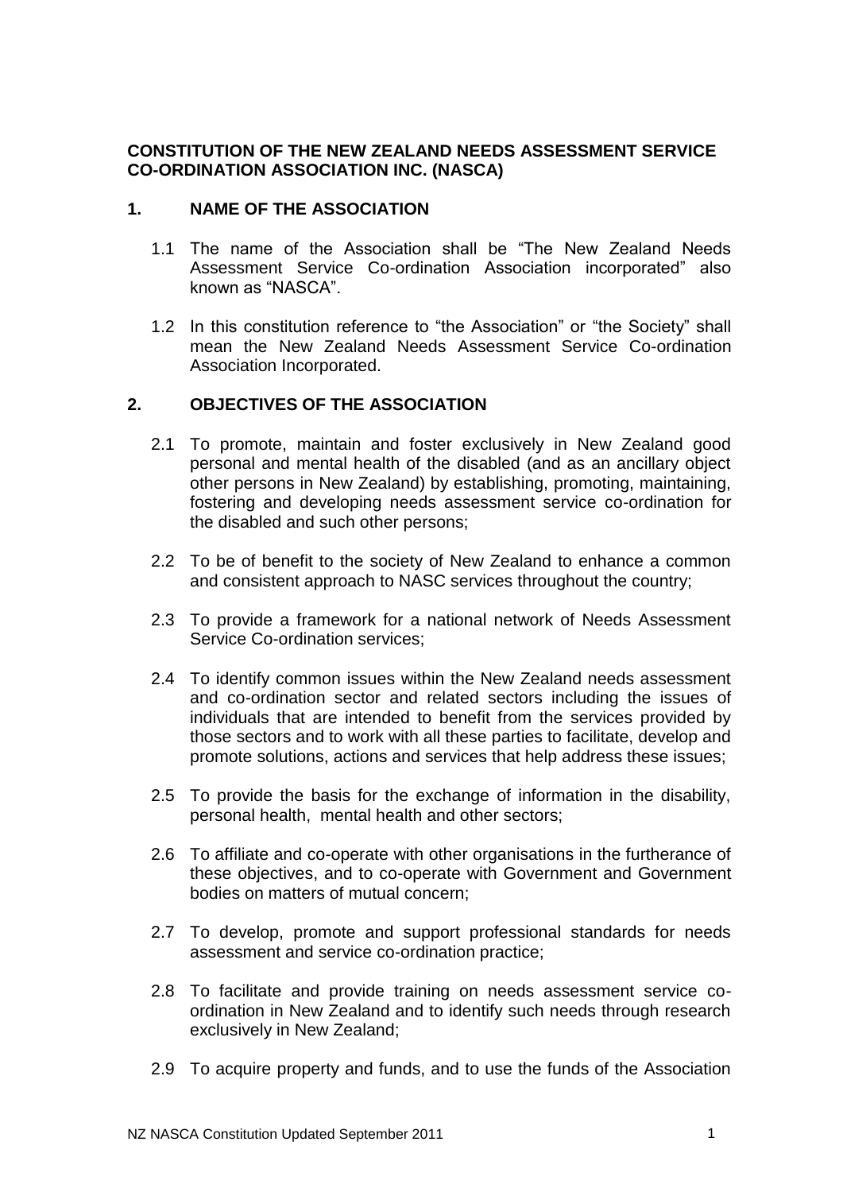**CONSTITUTION OF THE NEW ZEALAND NEEDS ASSESSMENT SERVICE CO-ORDINATION ASSOCIATION INC. (NASCA)**

## 1. NAME OF THE ASSOCIATION

1.1 The name of the Association shall be "The New Zealand Needs Assessment Service Co-ordination Association incorporated" also known as "NASCA".

1.2 In this constitution reference to "the Association" or "the Society" shall mean the New Zealand Needs Assessment Service Co-ordination Association Incorporated.

## 2. OBJECTIVES OF THE ASSOCIATION

2.1 To promote, maintain and foster exclusively in New Zealand good personal and mental health of the disabled (and as an ancillary object other persons in New Zealand) by establishing, promoting, maintaining, fostering and developing needs assessment service co-ordination for the disabled and such other persons;

2.2 To be of benefit to the society of New Zealand to enhance a common and consistent approach to NASC services throughout the country;

2.3 To provide a framework for a national network of Needs Assessment Service Co-ordination services;

2.4 To identify common issues within the New Zealand needs assessment and co-ordination sector and related sectors including the issues of individuals that are intended to benefit from the services provided by those sectors and to work with all these parties to facilitate, develop and promote solutions, actions and services that help address these issues;

2.5 To provide the basis for the exchange of information in the disability, personal health, mental health and other sectors;

2.6 To affiliate and co-operate with other organisations in the furtherance of these objectives, and to co-operate with Government and Government bodies on matters of mutual concern;

2.7 To develop, promote and support professional standards for needs assessment and service co-ordination practice;

2.8 To facilitate and provide training on needs assessment service co-ordination in New Zealand and to identify such needs through research exclusively in New Zealand;

2.9 To acquire property and funds, and to use the funds of the Association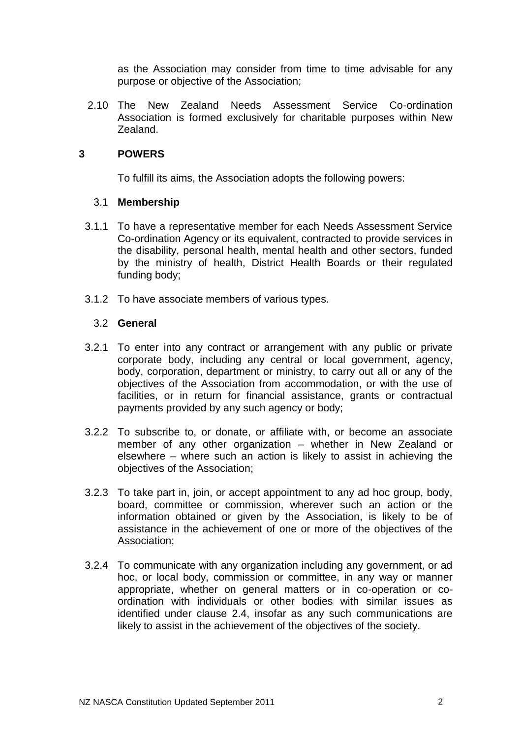as the Association may consider from time to time advisable for any purpose or objective of the Association;

2.10 The New Zealand Needs Assessment Service Co-ordination Association is formed exclusively for charitable purposes within New Zealand.

## 3 POWERS

To fulfill its aims, the Association adopts the following powers:

### 3.1 Membership

3.1.1 To have a representative member for each Needs Assessment Service Co-ordination Agency or its equivalent, contracted to provide services in the disability, personal health, mental health and other sectors, funded by the ministry of health, District Health Boards or their regulated funding body;

3.1.2 To have associate members of various types.

### 3.2 General

3.2.1 To enter into any contract or arrangement with any public or private corporate body, including any central or local government, agency, body, corporation, department or ministry, to carry out all or any of the objectives of the Association from accommodation, or with the use of facilities, or in return for financial assistance, grants or contractual payments provided by any such agency or body;

3.2.2 To subscribe to, or donate, or affiliate with, or become an associate member of any other organization – whether in New Zealand or elsewhere – where such an action is likely to assist in achieving the objectives of the Association;

3.2.3 To take part in, join, or accept appointment to any ad hoc group, body, board, committee or commission, wherever such an action or the information obtained or given by the Association, is likely to be of assistance in the achievement of one or more of the objectives of the Association;

3.2.4 To communicate with any organization including any government, or ad hoc, or local body, commission or committee, in any way or manner appropriate, whether on general matters or in co-operation or co-ordination with individuals or other bodies with similar issues as identified under clause 2.4, insofar as any such communications are likely to assist in the achievement of the objectives of the society.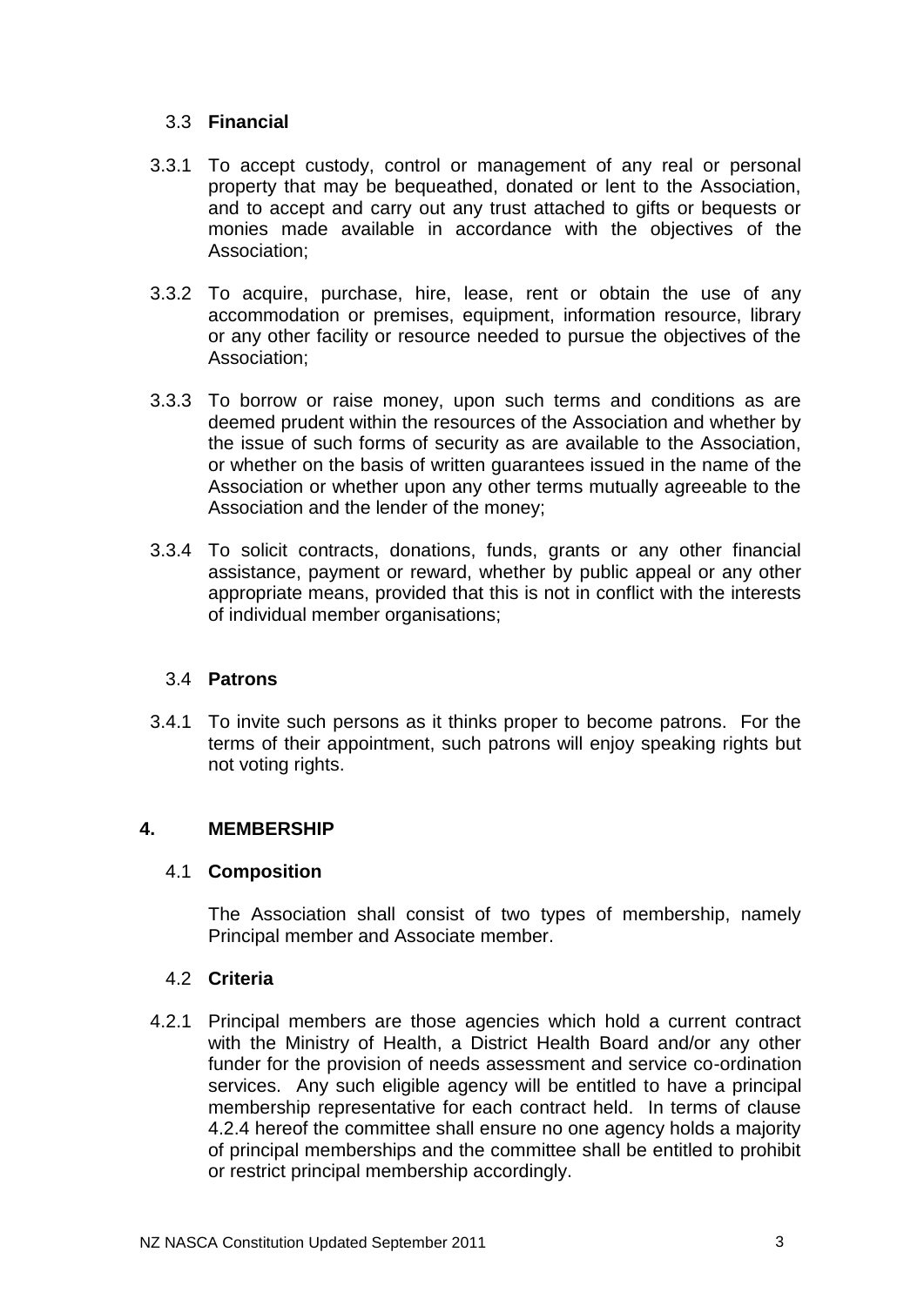### 3.3 **Financial**

3.3.1 To accept custody, control or management of any real or personal property that may be bequeathed, donated or lent to the Association, and to accept and carry out any trust attached to gifts or bequests or monies made available in accordance with the objectives of the Association;

3.3.2 To acquire, purchase, hire, lease, rent or obtain the use of any accommodation or premises, equipment, information resource, library or any other facility or resource needed to pursue the objectives of the Association;

3.3.3 To borrow or raise money, upon such terms and conditions as are deemed prudent within the resources of the Association and whether by the issue of such forms of security as are available to the Association, or whether on the basis of written guarantees issued in the name of the Association or whether upon any other terms mutually agreeable to the Association and the lender of the money;

3.3.4 To solicit contracts, donations, funds, grants or any other financial assistance, payment or reward, whether by public appeal or any other appropriate means, provided that this is not in conflict with the interests of individual member organisations;

### 3.4 **Patrons**

3.4.1 To invite such persons as it thinks proper to become patrons. For the terms of their appointment, such patrons will enjoy speaking rights but not voting rights.

## 4. MEMBERSHIP

### 4.1 **Composition**

The Association shall consist of two types of membership, namely Principal member and Associate member.

### 4.2 **Criteria**

4.2.1 Principal members are those agencies which hold a current contract with the Ministry of Health, a District Health Board and/or any other funder for the provision of needs assessment and service co-ordination services. Any such eligible agency will be entitled to have a principal membership representative for each contract held. In terms of clause 4.2.4 hereof the committee shall ensure no one agency holds a majority of principal memberships and the committee shall be entitled to prohibit or restrict principal membership accordingly.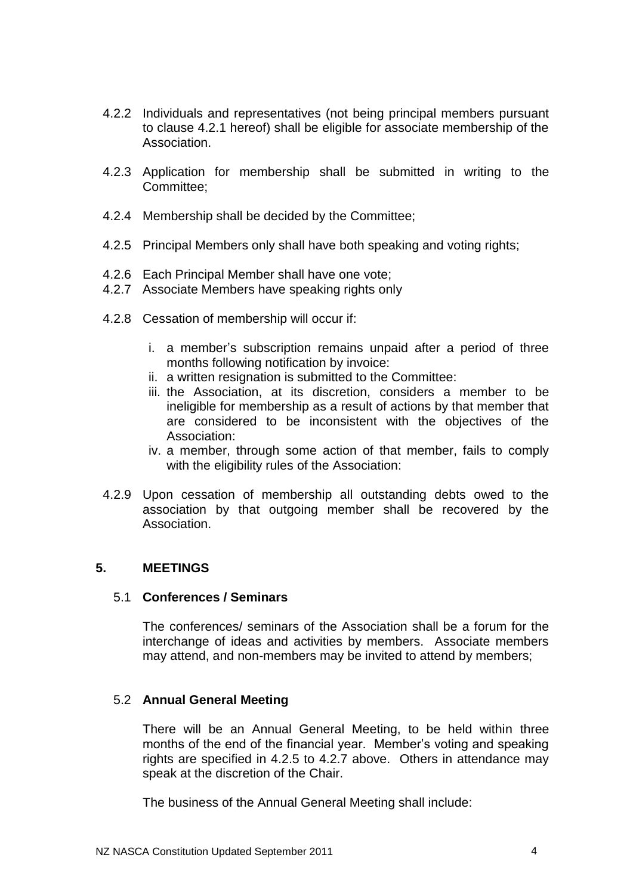4.2.2 Individuals and representatives (not being principal members pursuant to clause 4.2.1 hereof) shall be eligible for associate membership of the Association.

4.2.3 Application for membership shall be submitted in writing to the Committee;

4.2.4 Membership shall be decided by the Committee;

4.2.5 Principal Members only shall have both speaking and voting rights;

4.2.6 Each Principal Member shall have one vote;

4.2.7 Associate Members have speaking rights only

4.2.8 Cessation of membership will occur if:

i. a member's subscription remains unpaid after a period of three months following notification by invoice:
ii. a written resignation is submitted to the Committee:
iii. the Association, at its discretion, considers a member to be ineligible for membership as a result of actions by that member that are considered to be inconsistent with the objectives of the Association:
iv. a member, through some action of that member, fails to comply with the eligibility rules of the Association:

4.2.9 Upon cessation of membership all outstanding debts owed to the association by that outgoing member shall be recovered by the Association.

## 5. MEETINGS

### 5.1 Conferences / Seminars

The conferences/ seminars of the Association shall be a forum for the interchange of ideas and activities by members. Associate members may attend, and non-members may be invited to attend by members;

### 5.2 Annual General Meeting

There will be an Annual General Meeting, to be held within three months of the end of the financial year. Member's voting and speaking rights are specified in 4.2.5 to 4.2.7 above. Others in attendance may speak at the discretion of the Chair.

The business of the Annual General Meeting shall include: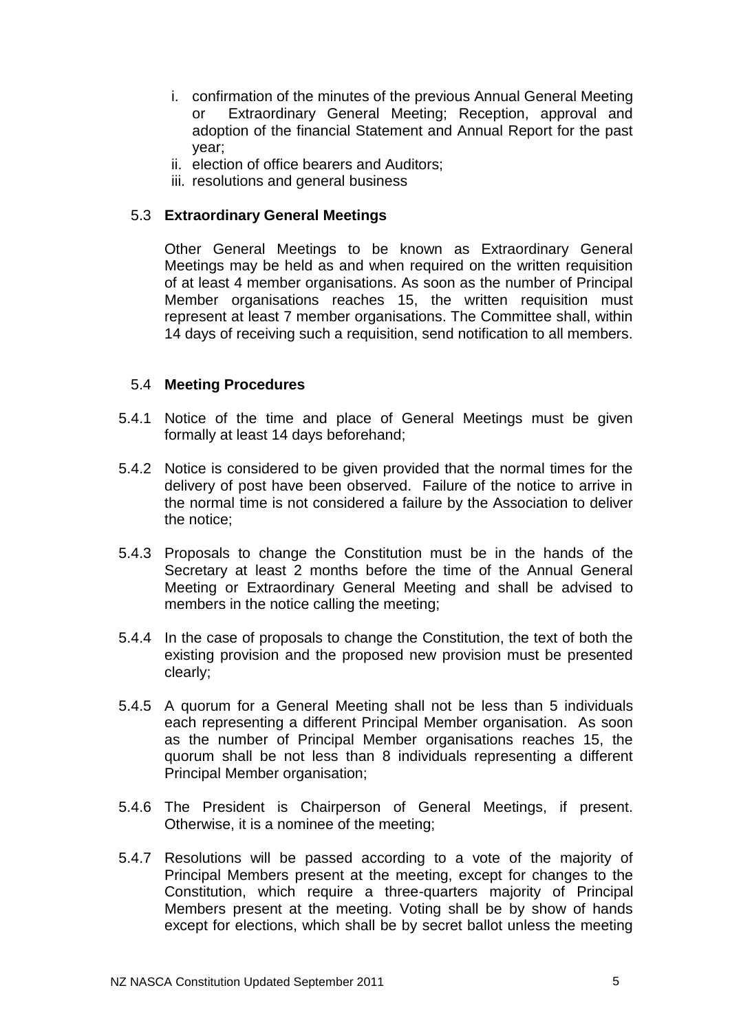i. confirmation of the minutes of the previous Annual General Meeting or Extraordinary General Meeting; Reception, approval and adoption of the financial Statement and Annual Report for the past year;
ii. election of office bearers and Auditors;
iii. resolutions and general business

### 5.3 **Extraordinary General Meetings**

Other General Meetings to be known as Extraordinary General Meetings may be held as and when required on the written requisition of at least 4 member organisations. As soon as the number of Principal Member organisations reaches 15, the written requisition must represent at least 7 member organisations. The Committee shall, within 14 days of receiving such a requisition, send notification to all members.

### 5.4 **Meeting Procedures**

5.4.1 Notice of the time and place of General Meetings must be given formally at least 14 days beforehand;

5.4.2 Notice is considered to be given provided that the normal times for the delivery of post have been observed. Failure of the notice to arrive in the normal time is not considered a failure by the Association to deliver the notice;

5.4.3 Proposals to change the Constitution must be in the hands of the Secretary at least 2 months before the time of the Annual General Meeting or Extraordinary General Meeting and shall be advised to members in the notice calling the meeting;

5.4.4 In the case of proposals to change the Constitution, the text of both the existing provision and the proposed new provision must be presented clearly;

5.4.5 A quorum for a General Meeting shall not be less than 5 individuals each representing a different Principal Member organisation. As soon as the number of Principal Member organisations reaches 15, the quorum shall be not less than 8 individuals representing a different Principal Member organisation;

5.4.6 The President is Chairperson of General Meetings, if present. Otherwise, it is a nominee of the meeting;

5.4.7 Resolutions will be passed according to a vote of the majority of Principal Members present at the meeting, except for changes to the Constitution, which require a three-quarters majority of Principal Members present at the meeting. Voting shall be by show of hands except for elections, which shall be by secret ballot unless the meeting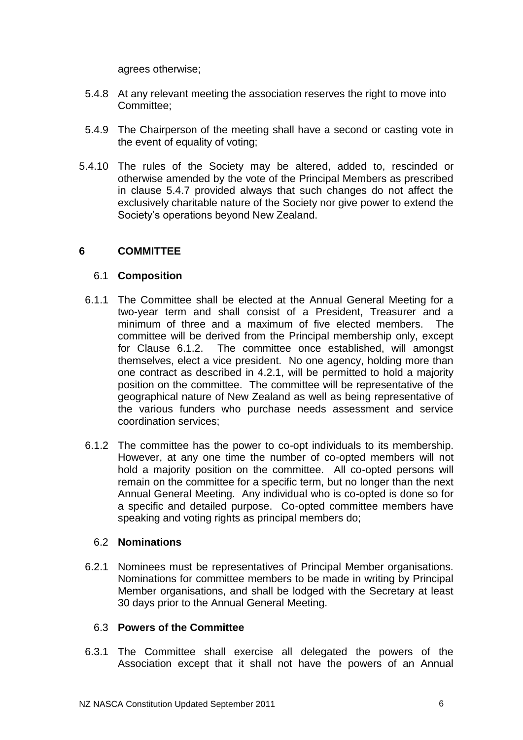agrees otherwise;

5.4.8 At any relevant meeting the association reserves the right to move into Committee;

5.4.9 The Chairperson of the meeting shall have a second or casting vote in the event of equality of voting;

5.4.10 The rules of the Society may be altered, added to, rescinded or otherwise amended by the vote of the Principal Members as prescribed in clause 5.4.7 provided always that such changes do not affect the exclusively charitable nature of the Society nor give power to extend the Society's operations beyond New Zealand.

## 6 COMMITTEE

### 6.1 Composition

6.1.1 The Committee shall be elected at the Annual General Meeting for a two-year term and shall consist of a President, Treasurer and a minimum of three and a maximum of five elected members. The committee will be derived from the Principal membership only, except for Clause 6.1.2. The committee once established, will amongst themselves, elect a vice president. No one agency, holding more than one contract as described in 4.2.1, will be permitted to hold a majority position on the committee. The committee will be representative of the geographical nature of New Zealand as well as being representative of the various funders who purchase needs assessment and service coordination services;

6.1.2 The committee has the power to co-opt individuals to its membership. However, at any one time the number of co-opted members will not hold a majority position on the committee. All co-opted persons will remain on the committee for a specific term, but no longer than the next Annual General Meeting. Any individual who is co-opted is done so for a specific and detailed purpose. Co-opted committee members have speaking and voting rights as principal members do;

### 6.2 Nominations

6.2.1 Nominees must be representatives of Principal Member organisations. Nominations for committee members to be made in writing by Principal Member organisations, and shall be lodged with the Secretary at least 30 days prior to the Annual General Meeting.

### 6.3 Powers of the Committee

6.3.1 The Committee shall exercise all delegated the powers of the Association except that it shall not have the powers of an Annual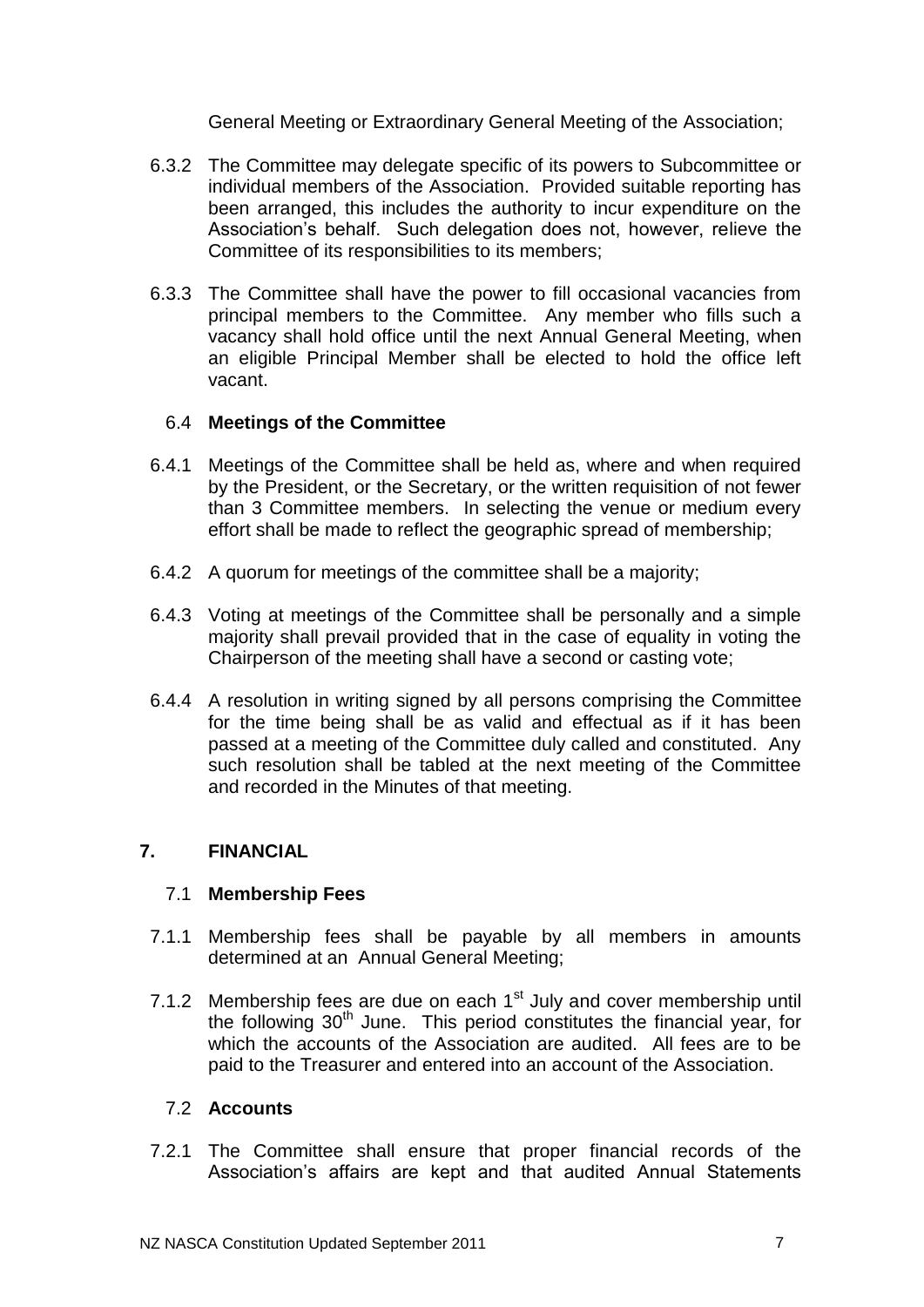General Meeting or Extraordinary General Meeting of the Association;

6.3.2 The Committee may delegate specific of its powers to Subcommittee or individual members of the Association. Provided suitable reporting has been arranged, this includes the authority to incur expenditure on the Association's behalf. Such delegation does not, however, relieve the Committee of its responsibilities to its members;

6.3.3 The Committee shall have the power to fill occasional vacancies from principal members to the Committee. Any member who fills such a vacancy shall hold office until the next Annual General Meeting, when an eligible Principal Member shall be elected to hold the office left vacant.

### 6.4 Meetings of the Committee

6.4.1 Meetings of the Committee shall be held as, where and when required by the President, or the Secretary, or the written requisition of not fewer than 3 Committee members. In selecting the venue or medium every effort shall be made to reflect the geographic spread of membership;

6.4.2 A quorum for meetings of the committee shall be a majority;

6.4.3 Voting at meetings of the Committee shall be personally and a simple majority shall prevail provided that in the case of equality in voting the Chairperson of the meeting shall have a second or casting vote;

6.4.4 A resolution in writing signed by all persons comprising the Committee for the time being shall be as valid and effectual as if it has been passed at a meeting of the Committee duly called and constituted. Any such resolution shall be tabled at the next meeting of the Committee and recorded in the Minutes of that meeting.

## 7. FINANCIAL

### 7.1 Membership Fees

7.1.1 Membership fees shall be payable by all members in amounts determined at an Annual General Meeting;

7.1.2 Membership fees are due on each 1st July and cover membership until the following 30th June. This period constitutes the financial year, for which the accounts of the Association are audited. All fees are to be paid to the Treasurer and entered into an account of the Association.

### 7.2 Accounts

7.2.1 The Committee shall ensure that proper financial records of the Association's affairs are kept and that audited Annual Statements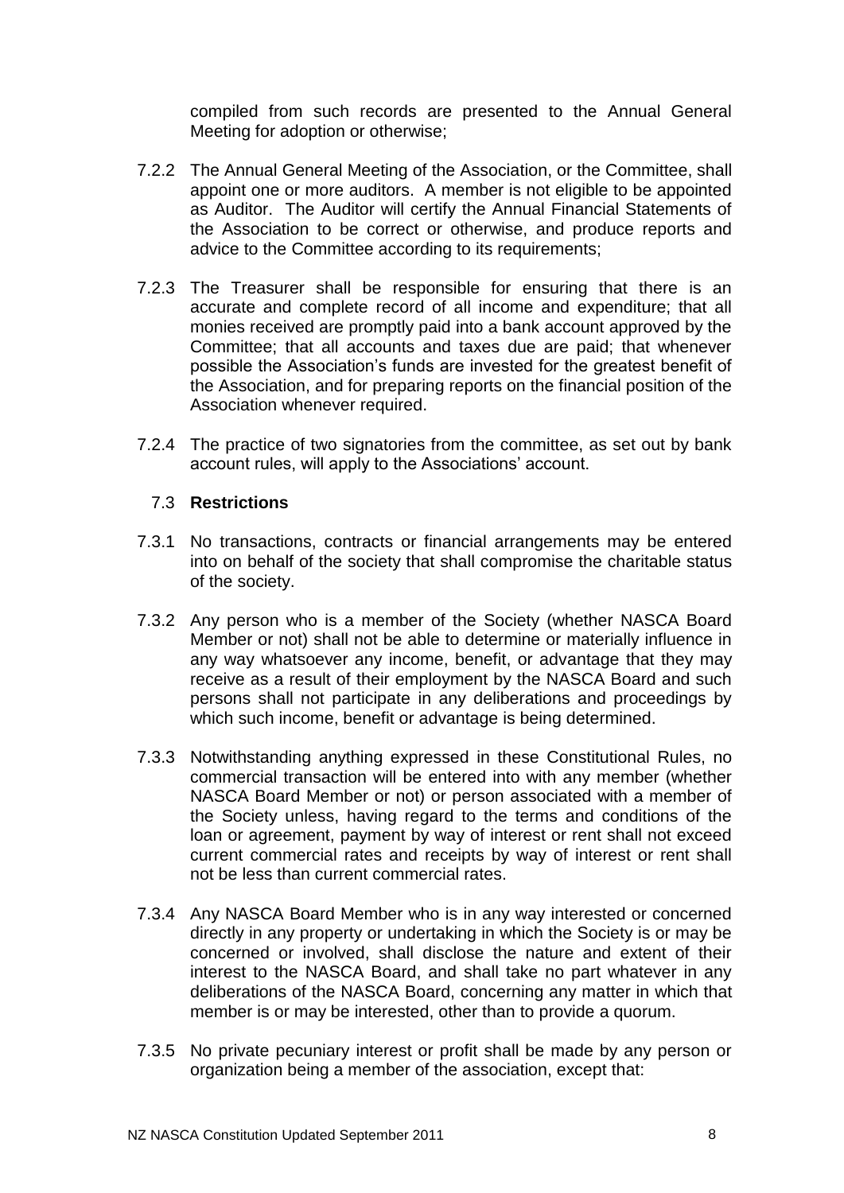compiled from such records are presented to the Annual General Meeting for adoption or otherwise;

7.2.2 The Annual General Meeting of the Association, or the Committee, shall appoint one or more auditors. A member is not eligible to be appointed as Auditor. The Auditor will certify the Annual Financial Statements of the Association to be correct or otherwise, and produce reports and advice to the Committee according to its requirements;

7.2.3 The Treasurer shall be responsible for ensuring that there is an accurate and complete record of all income and expenditure; that all monies received are promptly paid into a bank account approved by the Committee; that all accounts and taxes due are paid; that whenever possible the Association's funds are invested for the greatest benefit of the Association, and for preparing reports on the financial position of the Association whenever required.

7.2.4 The practice of two signatories from the committee, as set out by bank account rules, will apply to the Associations' account.

### 7.3 Restrictions

7.3.1 No transactions, contracts or financial arrangements may be entered into on behalf of the society that shall compromise the charitable status of the society.

7.3.2 Any person who is a member of the Society (whether NASCA Board Member or not) shall not be able to determine or materially influence in any way whatsoever any income, benefit, or advantage that they may receive as a result of their employment by the NASCA Board and such persons shall not participate in any deliberations and proceedings by which such income, benefit or advantage is being determined.

7.3.3 Notwithstanding anything expressed in these Constitutional Rules, no commercial transaction will be entered into with any member (whether NASCA Board Member or not) or person associated with a member of the Society unless, having regard to the terms and conditions of the loan or agreement, payment by way of interest or rent shall not exceed current commercial rates and receipts by way of interest or rent shall not be less than current commercial rates.

7.3.4 Any NASCA Board Member who is in any way interested or concerned directly in any property or undertaking in which the Society is or may be concerned or involved, shall disclose the nature and extent of their interest to the NASCA Board, and shall take no part whatever in any deliberations of the NASCA Board, concerning any matter in which that member is or may be interested, other than to provide a quorum.

7.3.5 No private pecuniary interest or profit shall be made by any person or organization being a member of the association, except that: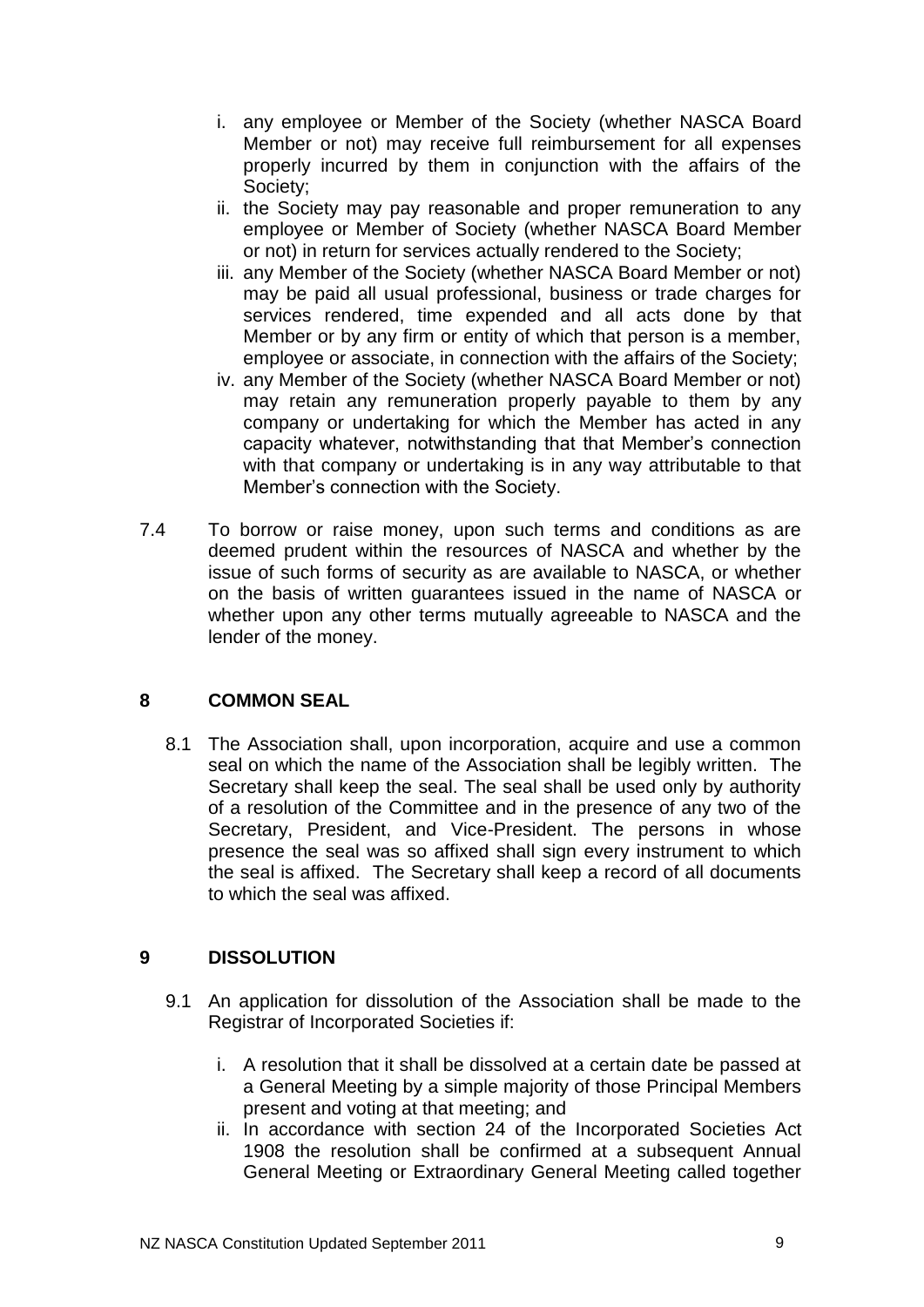i. any employee or Member of the Society (whether NASCA Board Member or not) may receive full reimbursement for all expenses properly incurred by them in conjunction with the affairs of the Society;
ii. the Society may pay reasonable and proper remuneration to any employee or Member of Society (whether NASCA Board Member or not) in return for services actually rendered to the Society;
iii. any Member of the Society (whether NASCA Board Member or not) may be paid all usual professional, business or trade charges for services rendered, time expended and all acts done by that Member or by any firm or entity of which that person is a member, employee or associate, in connection with the affairs of the Society;
iv. any Member of the Society (whether NASCA Board Member or not) may retain any remuneration properly payable to them by any company or undertaking for which the Member has acted in any capacity whatever, notwithstanding that that Member's connection with that company or undertaking is in any way attributable to that Member's connection with the Society.

7.4 To borrow or raise money, upon such terms and conditions as are deemed prudent within the resources of NASCA and whether by the issue of such forms of security as are available to NASCA, or whether on the basis of written guarantees issued in the name of NASCA or whether upon any other terms mutually agreeable to NASCA and the lender of the money.

## 8 COMMON SEAL

8.1 The Association shall, upon incorporation, acquire and use a common seal on which the name of the Association shall be legibly written. The Secretary shall keep the seal. The seal shall be used only by authority of a resolution of the Committee and in the presence of any two of the Secretary, President, and Vice-President. The persons in whose presence the seal was so affixed shall sign every instrument to which the seal is affixed. The Secretary shall keep a record of all documents to which the seal was affixed.

## 9 DISSOLUTION

9.1 An application for dissolution of the Association shall be made to the Registrar of Incorporated Societies if:

i. A resolution that it shall be dissolved at a certain date be passed at a General Meeting by a simple majority of those Principal Members present and voting at that meeting; and
ii. In accordance with section 24 of the Incorporated Societies Act 1908 the resolution shall be confirmed at a subsequent Annual General Meeting or Extraordinary General Meeting called together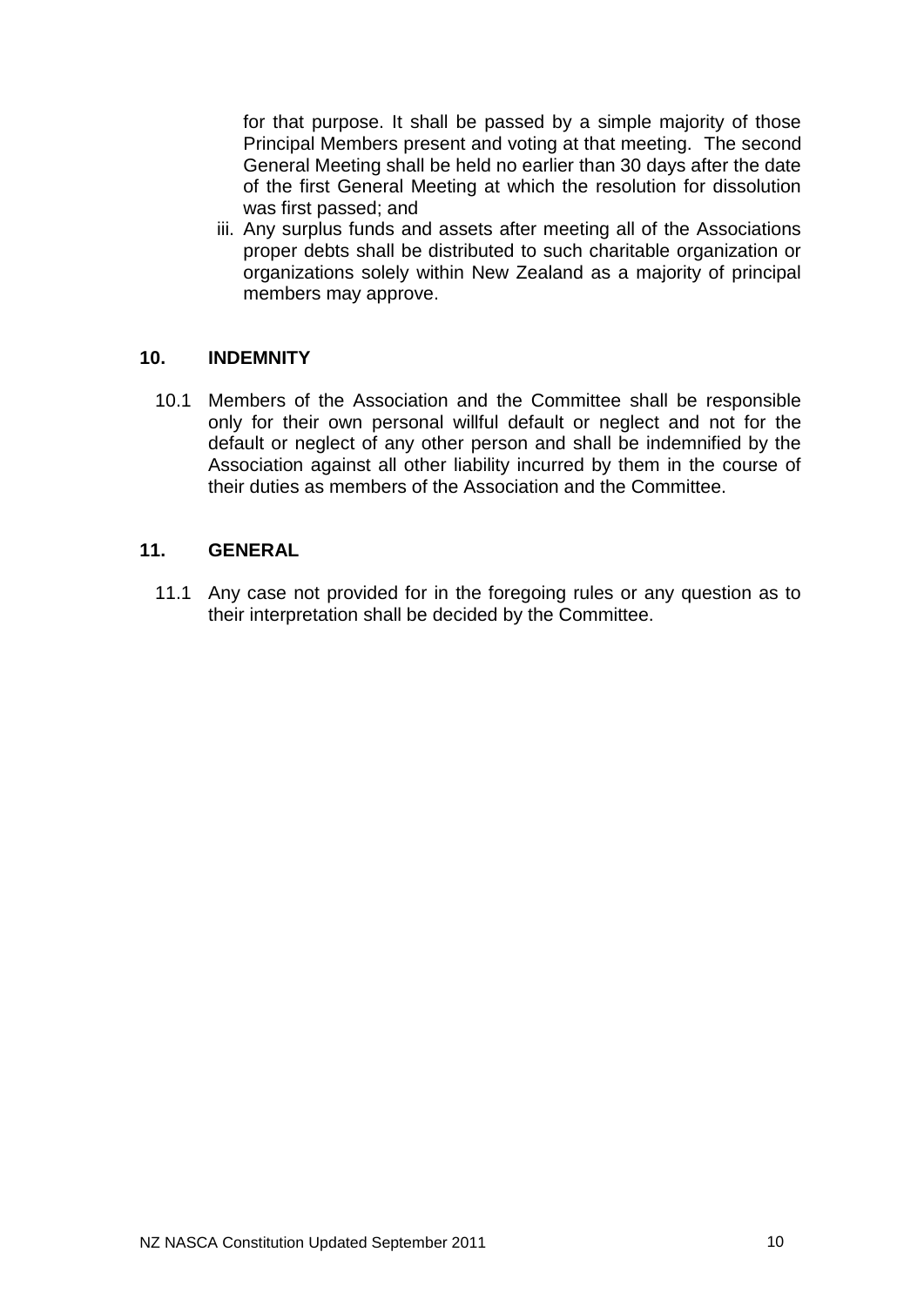for that purpose. It shall be passed by a simple majority of those Principal Members present and voting at that meeting. The second General Meeting shall be held no earlier than 30 days after the date of the first General Meeting at which the resolution for dissolution was first passed; and

iii. Any surplus funds and assets after meeting all of the Associations proper debts shall be distributed to such charitable organization or organizations solely within New Zealand as a majority of principal members may approve.

## 10. INDEMNITY

10.1 Members of the Association and the Committee shall be responsible only for their own personal willful default or neglect and not for the default or neglect of any other person and shall be indemnified by the Association against all other liability incurred by them in the course of their duties as members of the Association and the Committee.

## 11. GENERAL

11.1 Any case not provided for in the foregoing rules or any question as to their interpretation shall be decided by the Committee.